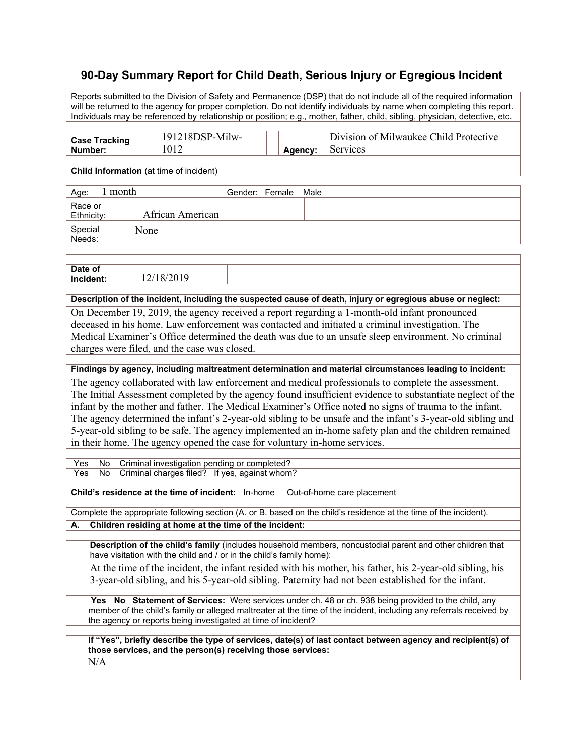# 90-Day Summary Report for Child Death, Serious Injury or Egregious Incident

Reports submitted to the Division of Safety and Permanence (DSP) that do not include all of the required information will be returned to the agency for proper completion. Do not identify individuals by name when completing this report. Individuals may be referenced by relationship or position; e.g., mother, father, child, sibling, physician, detective, etc.

| **Case Tracking Number:** | 191218DSP-Milw-1012 | **Agency:** | Division of Milwaukee Child Protective Services |
|---|---|---|---|

**Child Information** (at time of incident)

| Age: | 1 month | Gender: Female Male |
|---|---|---|
| Race or Ethnicity: | African American | |
| Special Needs: | None | |

| **Date of Incident:** | 12/18/2019 |
|---|---|

**Description of the incident, including the suspected cause of death, injury or egregious abuse or neglect:**

On December 19, 2019, the agency received a report regarding a 1-month-old infant pronounced deceased in his home. Law enforcement was contacted and initiated a criminal investigation. The Medical Examiner's Office determined the death was due to an unsafe sleep environment. No criminal charges were filed, and the case was closed.

**Findings by agency, including maltreatment determination and material circumstances leading to incident:**

The agency collaborated with law enforcement and medical professionals to complete the assessment. The Initial Assessment completed by the agency found insufficient evidence to substantiate neglect of the infant by the mother and father. The Medical Examiner's Office noted no signs of trauma to the infant. The agency determined the infant's 2-year-old sibling to be unsafe and the infant's 3-year-old sibling and 5-year-old sibling to be safe. The agency implemented an in-home safety plan and the children remained in their home. The agency opened the case for voluntary in-home services.

Yes No Criminal investigation pending or completed?

Yes No Criminal charges filed? If yes, against whom?

**Child's residence at the time of incident:** In-home Out-of-home care placement

Complete the appropriate following section (A. or B. based on the child's residence at the time of the incident).

**A. Children residing at home at the time of the incident:**

**Description of the child's family** (includes household members, noncustodial parent and other children that have visitation with the child and / or in the child's family home):

At the time of the incident, the infant resided with his mother, his father, his 2-year-old sibling, his 3-year-old sibling, and his 5-year-old sibling. Paternity had not been established for the infant.

**Yes No Statement of Services:** Were services under ch. 48 or ch. 938 being provided to the child, any member of the child's family or alleged maltreater at the time of the incident, including any referrals received by the agency or reports being investigated at time of incident?

**If "Yes", briefly describe the type of services, date(s) of last contact between agency and recipient(s) of those services, and the person(s) receiving those services:**

N/A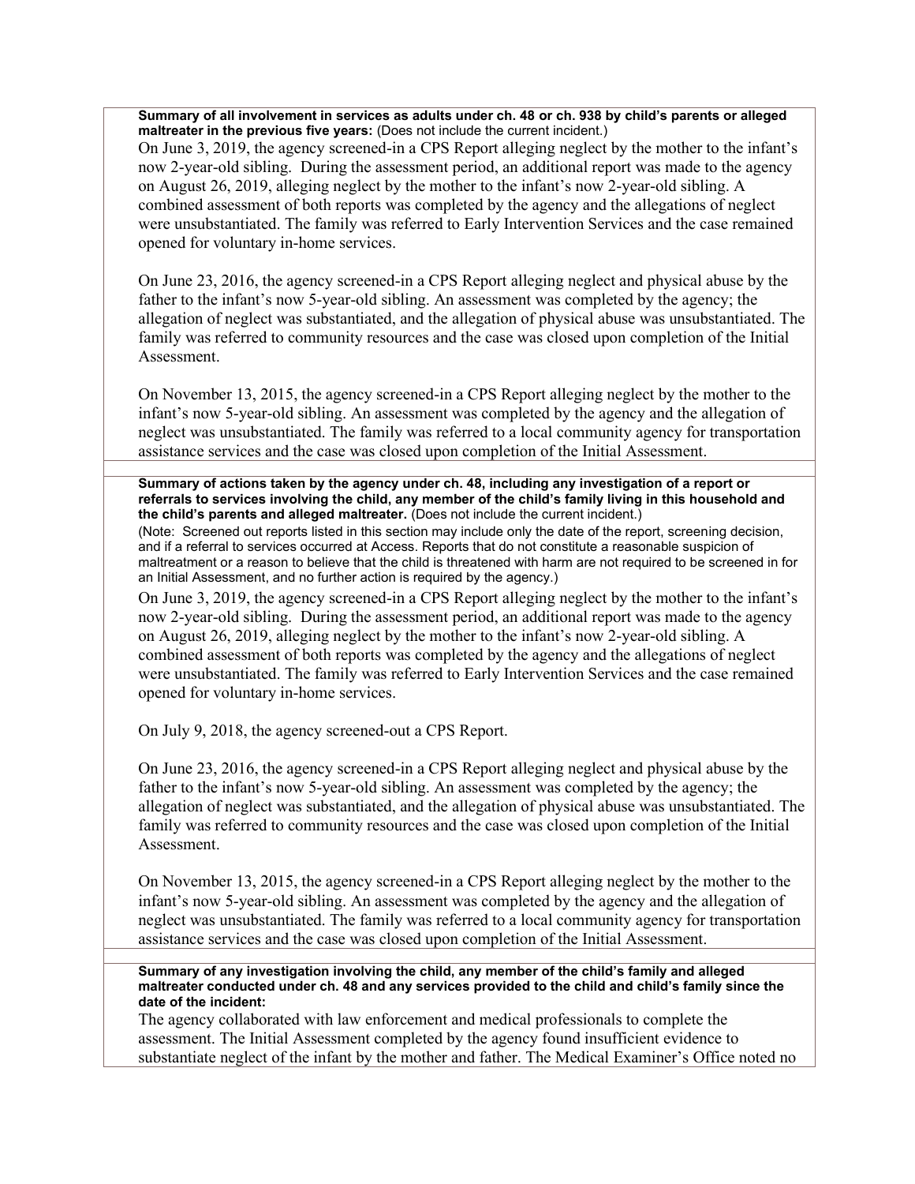**Summary of all involvement in services as adults under ch. 48 or ch. 938 by child's parents or alleged maltreater in the previous five years:** (Does not include the current incident.)

On June 3, 2019, the agency screened-in a CPS Report alleging neglect by the mother to the infant's now 2-year-old sibling. During the assessment period, an additional report was made to the agency on August 26, 2019, alleging neglect by the mother to the infant's now 2-year-old sibling. A combined assessment of both reports was completed by the agency and the allegations of neglect were unsubstantiated. The family was referred to Early Intervention Services and the case remained opened for voluntary in-home services.

On June 23, 2016, the agency screened-in a CPS Report alleging neglect and physical abuse by the father to the infant's now 5-year-old sibling. An assessment was completed by the agency; the allegation of neglect was substantiated, and the allegation of physical abuse was unsubstantiated. The family was referred to community resources and the case was closed upon completion of the Initial Assessment.

On November 13, 2015, the agency screened-in a CPS Report alleging neglect by the mother to the infant's now 5-year-old sibling. An assessment was completed by the agency and the allegation of neglect was unsubstantiated. The family was referred to a local community agency for transportation assistance services and the case was closed upon completion of the Initial Assessment.

**Summary of actions taken by the agency under ch. 48, including any investigation of a report or referrals to services involving the child, any member of the child's family living in this household and the child's parents and alleged maltreater.** (Does not include the current incident.)

(Note: Screened out reports listed in this section may include only the date of the report, screening decision, and if a referral to services occurred at Access. Reports that do not constitute a reasonable suspicion of maltreatment or a reason to believe that the child is threatened with harm are not required to be screened in for an Initial Assessment, and no further action is required by the agency.)

On June 3, 2019, the agency screened-in a CPS Report alleging neglect by the mother to the infant's now 2-year-old sibling. During the assessment period, an additional report was made to the agency on August 26, 2019, alleging neglect by the mother to the infant's now 2-year-old sibling. A combined assessment of both reports was completed by the agency and the allegations of neglect were unsubstantiated. The family was referred to Early Intervention Services and the case remained opened for voluntary in-home services.

On July 9, 2018, the agency screened-out a CPS Report.

On June 23, 2016, the agency screened-in a CPS Report alleging neglect and physical abuse by the father to the infant's now 5-year-old sibling. An assessment was completed by the agency; the allegation of neglect was substantiated, and the allegation of physical abuse was unsubstantiated. The family was referred to community resources and the case was closed upon completion of the Initial Assessment.

On November 13, 2015, the agency screened-in a CPS Report alleging neglect by the mother to the infant's now 5-year-old sibling. An assessment was completed by the agency and the allegation of neglect was unsubstantiated. The family was referred to a local community agency for transportation assistance services and the case was closed upon completion of the Initial Assessment.

**Summary of any investigation involving the child, any member of the child's family and alleged maltreater conducted under ch. 48 and any services provided to the child and child's family since the date of the incident:**

The agency collaborated with law enforcement and medical professionals to complete the assessment. The Initial Assessment completed by the agency found insufficient evidence to substantiate neglect of the infant by the mother and father. The Medical Examiner's Office noted no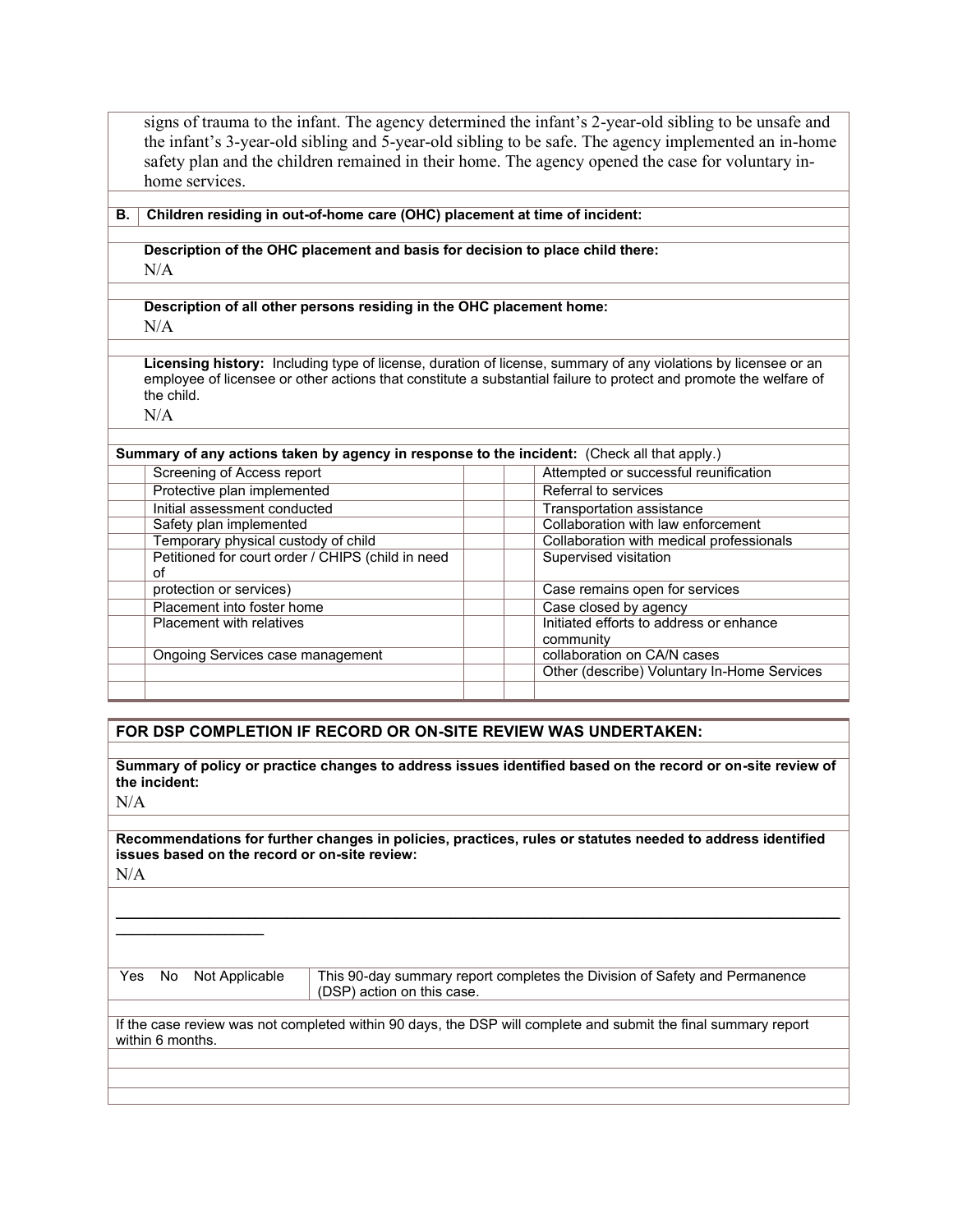signs of trauma to the infant. The agency determined the infant's 2-year-old sibling to be unsafe and the infant's 3-year-old sibling and 5-year-old sibling to be safe. The agency implemented an in-home safety plan and the children remained in their home. The agency opened the case for voluntary in-home services.

**B. Children residing in out-of-home care (OHC) placement at time of incident:**

**Description of the OHC placement and basis for decision to place child there:**

N/A

**Description of all other persons residing in the OHC placement home:**

N/A

**Licensing history:** Including type of license, duration of license, summary of any violations by licensee or an employee of licensee or other actions that constitute a substantial failure to protect and promote the welfare of the child.

N/A

**Summary of any actions taken by agency in response to the incident:** (Check all that apply.)

| | | | | |
|---|---|---|---|---|
| | Screening of Access report | | | Attempted or successful reunification |
| | Protective plan implemented | | | Referral to services |
| | Initial assessment conducted | | | Transportation assistance |
| | Safety plan implemented | | | Collaboration with law enforcement |
| | Temporary physical custody of child | | | Collaboration with medical professionals |
| | Petitioned for court order / CHIPS (child in need of protection or services) | | | Supervised visitation |
| | | | | Case remains open for services |
| | Placement into foster home | | | Case closed by agency |
| | Placement with relatives | | | Initiated efforts to address or enhance community collaboration on CA/N cases |
| | Ongoing Services case management | | | |
| | | | | Other (describe) Voluntary In-Home Services |

**FOR DSP COMPLETION IF RECORD OR ON-SITE REVIEW WAS UNDERTAKEN:**

**Summary of policy or practice changes to address issues identified based on the record or on-site review of the incident:**

N/A

**Recommendations for further changes in policies, practices, rules or statutes needed to address identified issues based on the record or on-site review:**

N/A

| | |
|---|---|
| Yes No Not Applicable | This 90-day summary report completes the Division of Safety and Permanence (DSP) action on this case. |

If the case review was not completed within 90 days, the DSP will complete and submit the final summary report within 6 months.